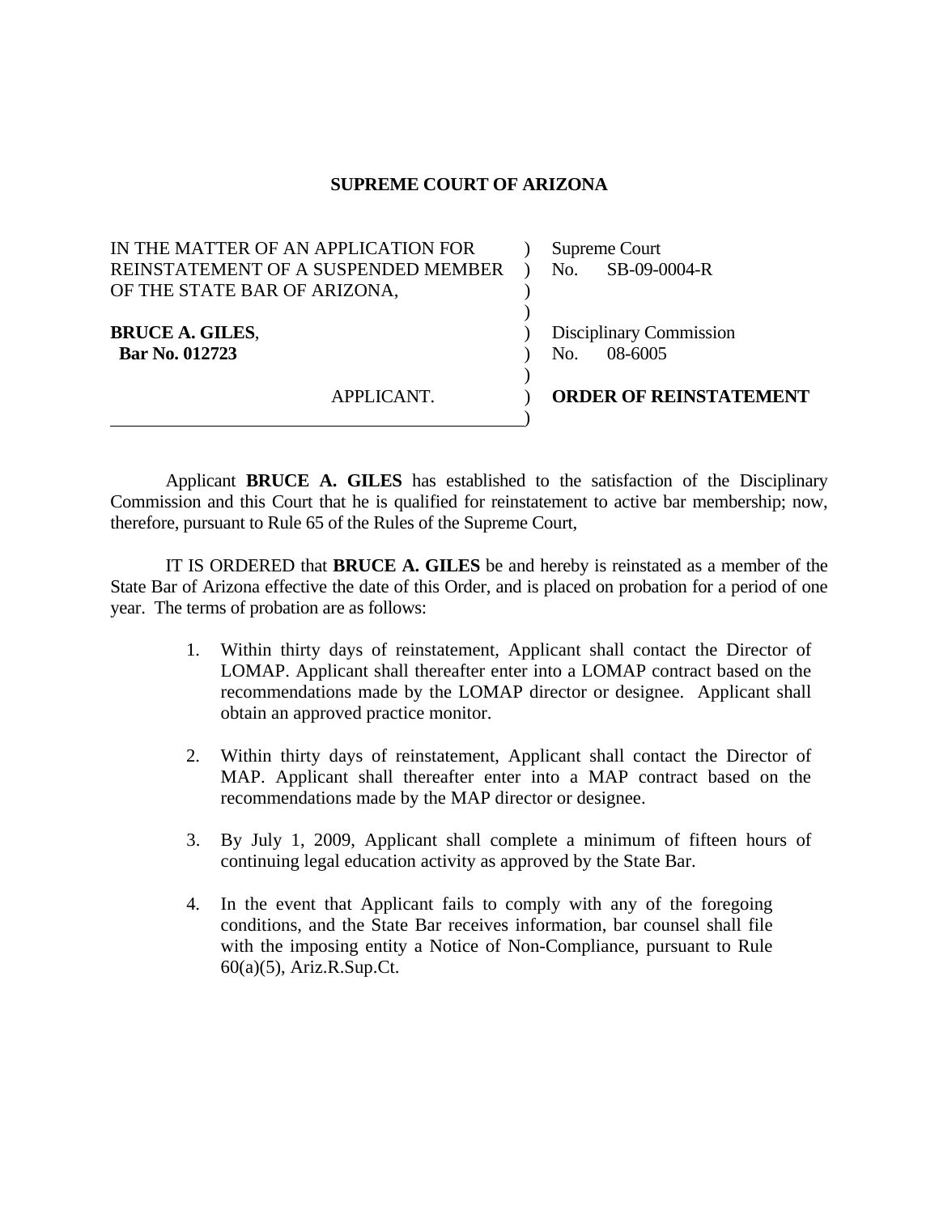**SUPREME COURT OF ARIZONA**

| | |
|---|---|
| IN THE MATTER OF AN APPLICATION FOR REINSTATEMENT OF A SUSPENDED MEMBER OF THE STATE BAR OF ARIZONA, | Supreme Court No. SB-09-0004-R |
| **BRUCE A. GILES**, **Bar No. 012723** | Disciplinary Commission No. 08-6005 |
| APPLICANT. | **ORDER OF REINSTATEMENT** |

Applicant **BRUCE A. GILES** has established to the satisfaction of the Disciplinary Commission and this Court that he is qualified for reinstatement to active bar membership; now, therefore, pursuant to Rule 65 of the Rules of the Supreme Court,

IT IS ORDERED that **BRUCE A. GILES** be and hereby is reinstated as a member of the State Bar of Arizona effective the date of this Order, and is placed on probation for a period of one year. The terms of probation are as follows:

1. Within thirty days of reinstatement, Applicant shall contact the Director of LOMAP. Applicant shall thereafter enter into a LOMAP contract based on the recommendations made by the LOMAP director or designee. Applicant shall obtain an approved practice monitor.

2. Within thirty days of reinstatement, Applicant shall contact the Director of MAP. Applicant shall thereafter enter into a MAP contract based on the recommendations made by the MAP director or designee.

3. By July 1, 2009, Applicant shall complete a minimum of fifteen hours of continuing legal education activity as approved by the State Bar.

4. In the event that Applicant fails to comply with any of the foregoing conditions, and the State Bar receives information, bar counsel shall file with the imposing entity a Notice of Non-Compliance, pursuant to Rule 60(a)(5), Ariz.R.Sup.Ct.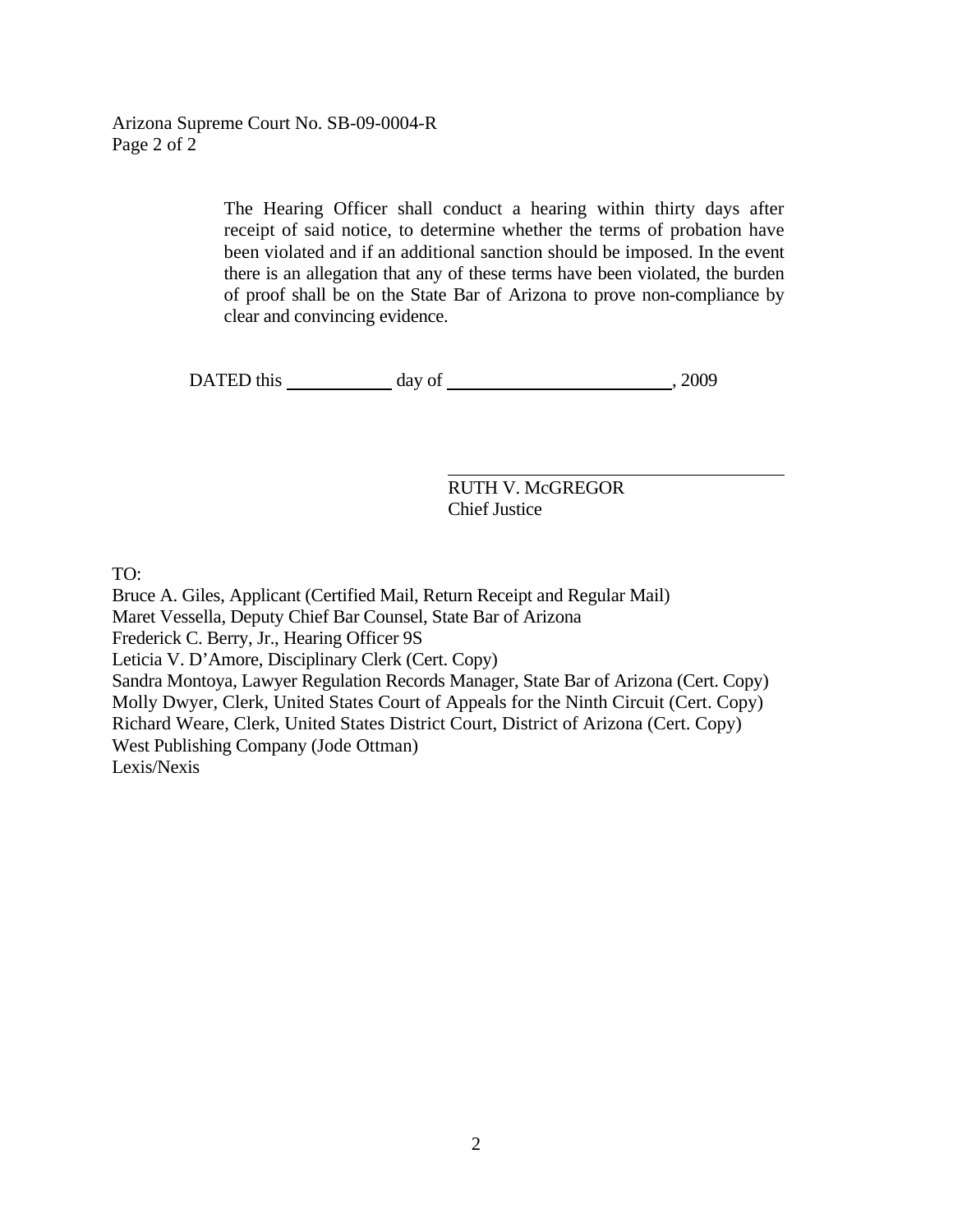The Hearing Officer shall conduct a hearing within thirty days after receipt of said notice, to determine whether the terms of probation have been violated and if an additional sanction should be imposed. In the event there is an allegation that any of these terms have been violated, the burden of proof shall be on the State Bar of Arizona to prove non-compliance by clear and convincing evidence.

DATED this \_\_\_\_\_\_\_\_\_\_ day of \_\_\_\_\_\_\_\_\_\_\_\_\_\_\_\_\_\_\_\_, 2009

\_\_\_\_\_\_\_\_\_\_\_\_\_\_\_\_\_\_\_\_\_\_\_\_\_\_\_\_\_\_
RUTH V. McGREGOR
Chief Justice

TO:
Bruce A. Giles, Applicant (Certified Mail, Return Receipt and Regular Mail)
Maret Vessella, Deputy Chief Bar Counsel, State Bar of Arizona
Frederick C. Berry, Jr., Hearing Officer 9S
Leticia V. D'Amore, Disciplinary Clerk (Cert. Copy)
Sandra Montoya, Lawyer Regulation Records Manager, State Bar of Arizona (Cert. Copy)
Molly Dwyer, Clerk, United States Court of Appeals for the Ninth Circuit (Cert. Copy)
Richard Weare, Clerk, United States District Court, District of Arizona (Cert. Copy)
West Publishing Company (Jode Ottman)
Lexis/Nexis